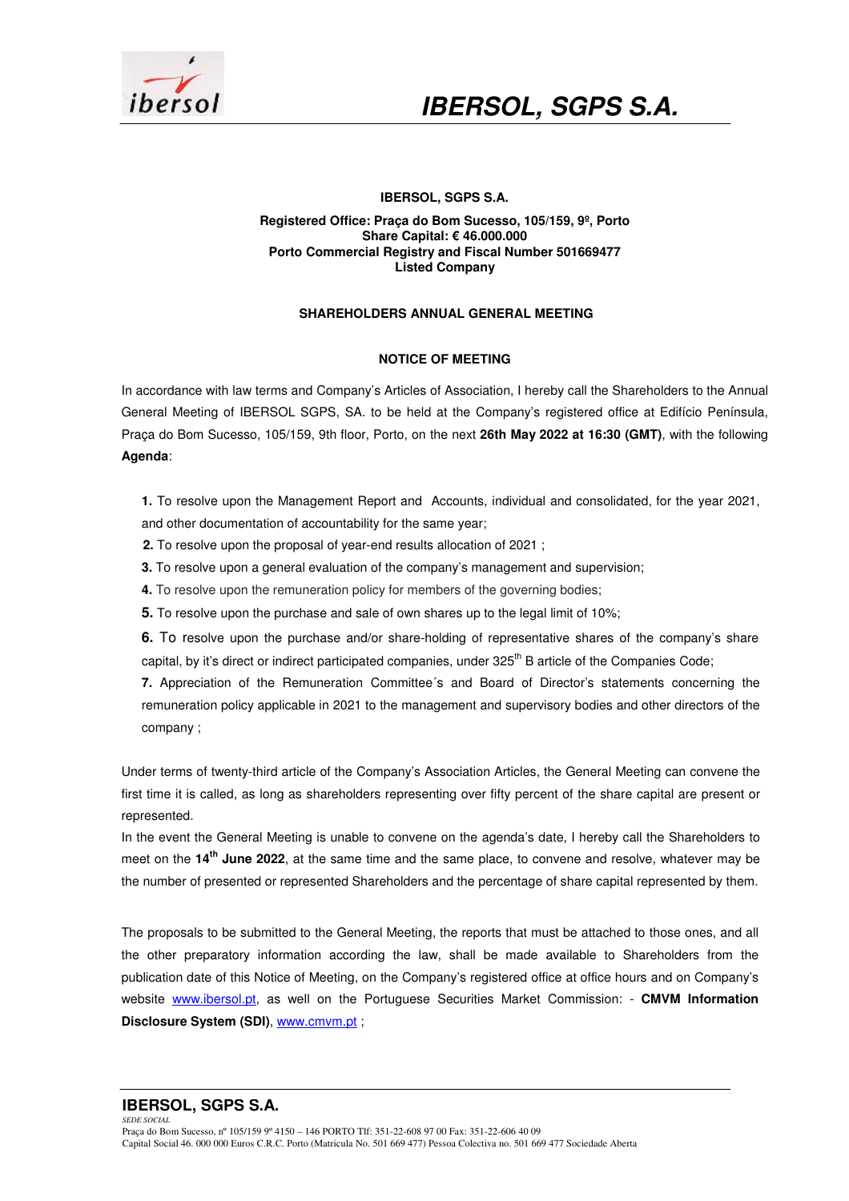# IBERSOL, SGPS S.A.

**IBERSOL, SGPS S.A.**

**Registered Office: Praça do Bom Sucesso, 105/159, 9º, Porto**
**Share Capital: € 46.000.000**
**Porto Commercial Registry and Fiscal Number 501669477**
**Listed Company**

## SHAREHOLDERS ANNUAL GENERAL MEETING

## NOTICE OF MEETING

In accordance with law terms and Company's Articles of Association, I hereby call the Shareholders to the Annual General Meeting of IBERSOL SGPS, SA. to be held at the Company's registered office at Edifício Península, Praça do Bom Sucesso, 105/159, 9th floor, Porto, on the next **26th May 2022 at 16:30 (GMT)**, with the following **Agenda**:

**1.** To resolve upon the Management Report and Accounts, individual and consolidated, for the year 2021, and other documentation of accountability for the same year;

**2.** To resolve upon the proposal of year-end results allocation of 2021 ;

**3.** To resolve upon a general evaluation of the company's management and supervision;

**4.** To resolve upon the remuneration policy for members of the governing bodies;

**5.** To resolve upon the purchase and sale of own shares up to the legal limit of 10%;

**6.** To resolve upon the purchase and/or share-holding of representative shares of the company's share capital, by it's direct or indirect participated companies, under 325th B article of the Companies Code;

**7.** Appreciation of the Remuneration Committee´s and Board of Director's statements concerning the remuneration policy applicable in 2021 to the management and supervisory bodies and other directors of the company ;

Under terms of twenty-third article of the Company's Association Articles, the General Meeting can convene the first time it is called, as long as shareholders representing over fifty percent of the share capital are present or represented.

In the event the General Meeting is unable to convene on the agenda's date, I hereby call the Shareholders to meet on the **14th June 2022**, at the same time and the same place, to convene and resolve, whatever may be the number of presented or represented Shareholders and the percentage of share capital represented by them.

The proposals to be submitted to the General Meeting, the reports that must be attached to those ones, and all the other preparatory information according the law, shall be made available to Shareholders from the publication date of this Notice of Meeting, on the Company's registered office at office hours and on Company's website www.ibersol.pt, as well on the Portuguese Securities Market Commission: - **CMVM Information Disclosure System (SDI)**, www.cmvm.pt ;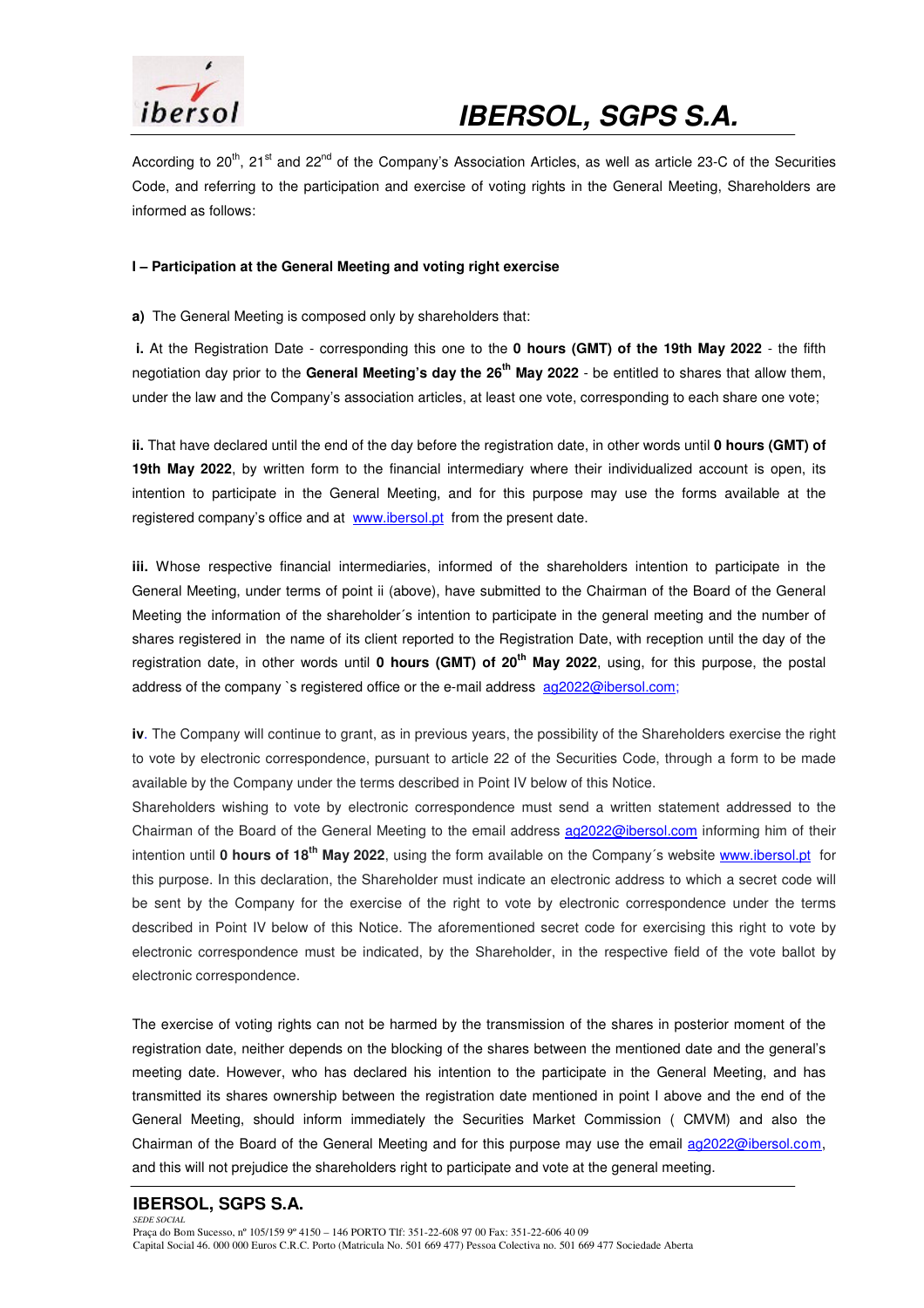According to 20[th], 21[st] and 22[nd] of the Company's Association Articles, as well as article 23-C of the Securities Code, and referring to the participation and exercise of voting rights in the General Meeting, Shareholders are informed as follows:

**I – Participation at the General Meeting and voting right exercise**

**a)** The General Meeting is composed only by shareholders that:

**i.** At the Registration Date - corresponding this one to the **0 hours (GMT) of the 19th May 2022** - the fifth negotiation day prior to the **General Meeting's day the 26[th] May 2022** - be entitled to shares that allow them, under the law and the Company's association articles, at least one vote, corresponding to each share one vote;

**ii.** That have declared until the end of the day before the registration date, in other words until **0 hours (GMT) of 19th May 2022**, by written form to the financial intermediary where their individualized account is open, its intention to participate in the General Meeting, and for this purpose may use the forms available at the registered company's office and at www.ibersol.pt from the present date.

**iii.** Whose respective financial intermediaries, informed of the shareholders intention to participate in the General Meeting, under terms of point ii (above), have submitted to the Chairman of the Board of the General Meeting the information of the shareholder´s intention to participate in the general meeting and the number of shares registered in the name of its client reported to the Registration Date, with reception until the day of the registration date, in other words until **0 hours (GMT) of 20[th] May 2022**, using, for this purpose, the postal address of the company `s registered office or the e-mail address ag2022@ibersol.com;

**iv**. The Company will continue to grant, as in previous years, the possibility of the Shareholders exercise the right to vote by electronic correspondence, pursuant to article 22 of the Securities Code, through a form to be made available by the Company under the terms described in Point IV below of this Notice.
Shareholders wishing to vote by electronic correspondence must send a written statement addressed to the Chairman of the Board of the General Meeting to the email address ag2022@ibersol.com informing him of their intention until **0 hours of 18[th] May 2022**, using the form available on the Company´s website www.ibersol.pt for this purpose. In this declaration, the Shareholder must indicate an electronic address to which a secret code will be sent by the Company for the exercise of the right to vote by electronic correspondence under the terms described in Point IV below of this Notice. The aforementioned secret code for exercising this right to vote by electronic correspondence must be indicated, by the Shareholder, in the respective field of the vote ballot by electronic correspondence.

The exercise of voting rights can not be harmed by the transmission of the shares in posterior moment of the registration date, neither depends on the blocking of the shares between the mentioned date and the general's meeting date. However, who has declared his intention to the participate in the General Meeting, and has transmitted its shares ownership between the registration date mentioned in point I above and the end of the General Meeting, should inform immediately the Securities Market Commission ( CMVM) and also the Chairman of the Board of the General Meeting and for this purpose may use the email ag2022@ibersol.com, and this will not prejudice the shareholders right to participate and vote at the general meeting.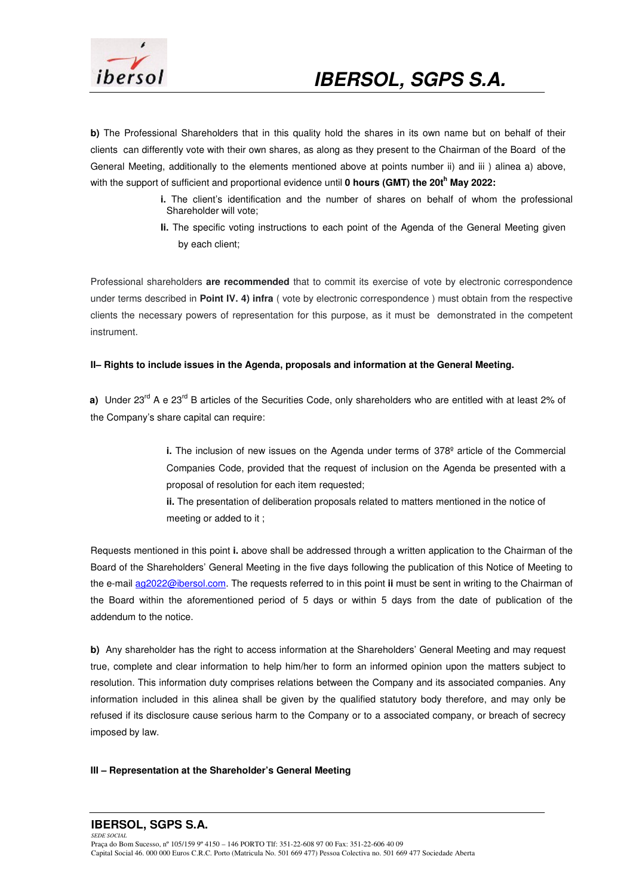**b)** The Professional Shareholders that in this quality hold the shares in its own name but on behalf of their clients can differently vote with their own shares, as along as they present to the Chairman of the Board of the General Meeting, additionally to the elements mentioned above at points number ii) and iii ) alinea a) above, with the support of sufficient and proportional evidence until **0 hours (GMT) the 20th May 2022:**

> **i.** The client's identification and the number of shares on behalf of whom the professional Shareholder will vote;
>
> **Ii.** The specific voting instructions to each point of the Agenda of the General Meeting given by each client;

Professional shareholders **are recommended** that to commit its exercise of vote by electronic correspondence under terms described in **Point IV. 4) infra** ( vote by electronic correspondence ) must obtain from the respective clients the necessary powers of representation for this purpose, as it must be demonstrated in the competent instrument.

**II– Rights to include issues in the Agenda, proposals and information at the General Meeting.**

**a)** Under 23rd A e 23rd B articles of the Securities Code, only shareholders who are entitled with at least 2% of the Company's share capital can require:

> **i.** The inclusion of new issues on the Agenda under terms of 378º article of the Commercial Companies Code, provided that the request of inclusion on the Agenda be presented with a proposal of resolution for each item requested;
>
> **ii.** The presentation of deliberation proposals related to matters mentioned in the notice of meeting or added to it ;

Requests mentioned in this point **i.** above shall be addressed through a written application to the Chairman of the Board of the Shareholders' General Meeting in the five days following the publication of this Notice of Meeting to the e-mail ag2022@ibersol.com. The requests referred to in this point **ii** must be sent in writing to the Chairman of the Board within the aforementioned period of 5 days or within 5 days from the date of publication of the addendum to the notice.

**b)** Any shareholder has the right to access information at the Shareholders' General Meeting and may request true, complete and clear information to help him/her to form an informed opinion upon the matters subject to resolution. This information duty comprises relations between the Company and its associated companies. Any information included in this alinea shall be given by the qualified statutory body therefore, and may only be refused if its disclosure cause serious harm to the Company or to a associated company, or breach of secrecy imposed by law.

**III – Representation at the Shareholder's General Meeting**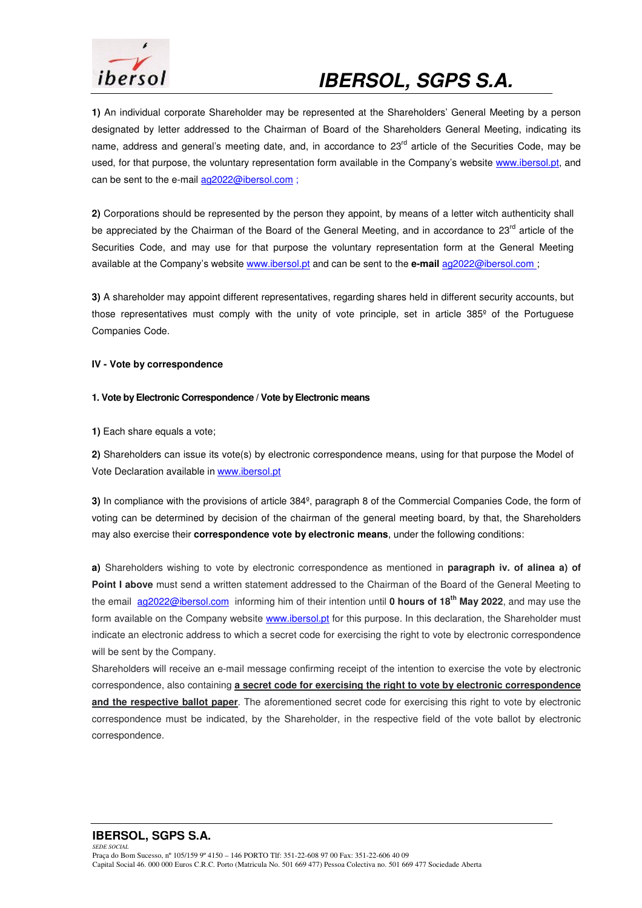**1)** An individual corporate Shareholder may be represented at the Shareholders' General Meeting by a person designated by letter addressed to the Chairman of Board of the Shareholders General Meeting, indicating its name, address and general's meeting date, and, in accordance to 23rd article of the Securities Code, may be used, for that purpose, the voluntary representation form available in the Company's website www.ibersol.pt, and can be sent to the e-mail ag2022@ibersol.com ;

**2)** Corporations should be represented by the person they appoint, by means of a letter witch authenticity shall be appreciated by the Chairman of the Board of the General Meeting, and in accordance to 23rd article of the Securities Code, and may use for that purpose the voluntary representation form at the General Meeting available at the Company's website www.ibersol.pt and can be sent to the **e-mail** ag2022@ibersol.com ;

**3)** A shareholder may appoint different representatives, regarding shares held in different security accounts, but those representatives must comply with the unity of vote principle, set in article 385º of the Portuguese Companies Code.

**IV - Vote by correspondence**

**1. Vote by Electronic Correspondence / Vote by Electronic means**

**1)** Each share equals a vote;

**2)** Shareholders can issue its vote(s) by electronic correspondence means, using for that purpose the Model of Vote Declaration available in www.ibersol.pt

**3)** In compliance with the provisions of article 384º, paragraph 8 of the Commercial Companies Code, the form of voting can be determined by decision of the chairman of the general meeting board, by that, the Shareholders may also exercise their **correspondence vote by electronic means**, under the following conditions:

**a)** Shareholders wishing to vote by electronic correspondence as mentioned in **paragraph iv. of alinea a) of Point I above** must send a written statement addressed to the Chairman of the Board of the General Meeting to the email ag2022@ibersol.com informing him of their intention until **0 hours of 18th May 2022**, and may use the form available on the Company website www.ibersol.pt for this purpose. In this declaration, the Shareholder must indicate an electronic address to which a secret code for exercising the right to vote by electronic correspondence will be sent by the Company.

Shareholders will receive an e-mail message confirming receipt of the intention to exercise the vote by electronic correspondence, also containing **a secret code for exercising the right to vote by electronic correspondence and the respective ballot paper**. The aforementioned secret code for exercising this right to vote by electronic correspondence must be indicated, by the Shareholder, in the respective field of the vote ballot by electronic correspondence.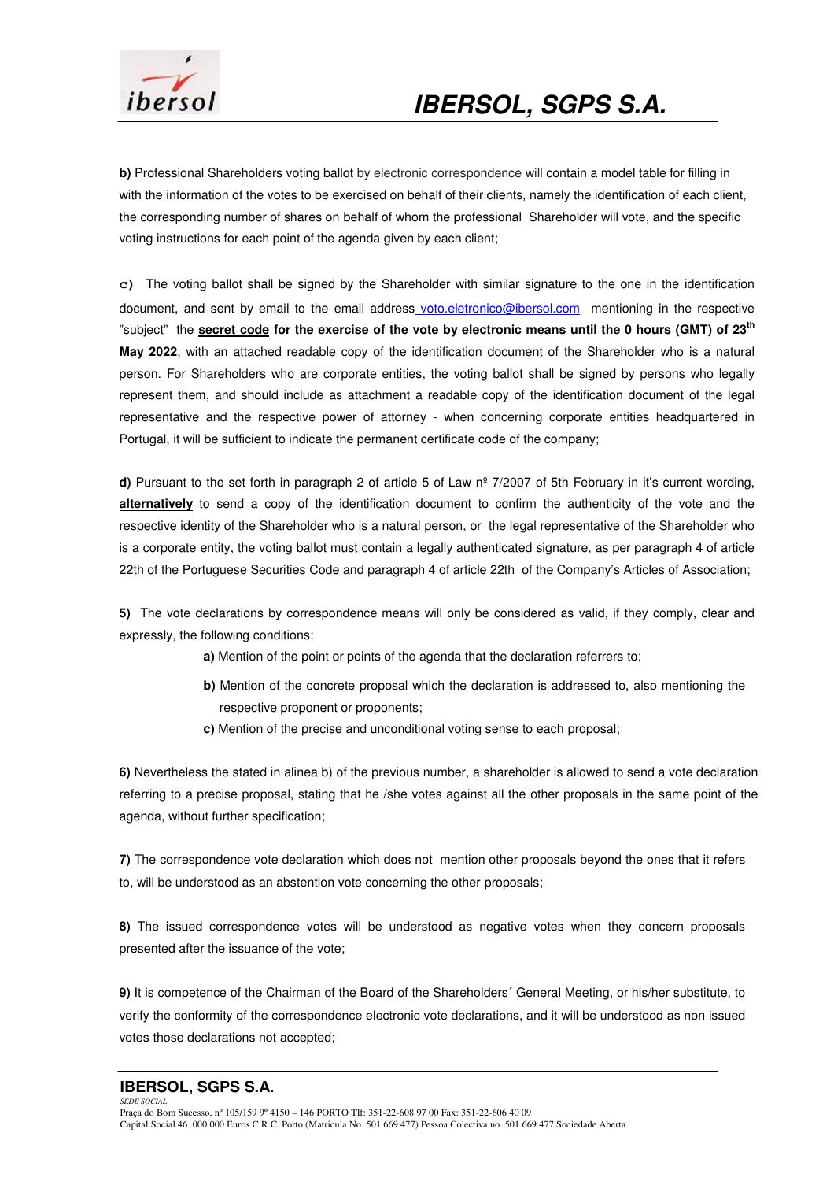**b)** Professional Shareholders voting ballot by electronic correspondence will contain a model table for filling in with the information of the votes to be exercised on behalf of their clients, namely the identification of each client, the corresponding number of shares on behalf of whom the professional Shareholder will vote, and the specific voting instructions for each point of the agenda given by each client;

**c)** The voting ballot shall be signed by the Shareholder with similar signature to the one in the identification document, and sent by email to the email address voto.eletronico@ibersol.com mentioning in the respective "subject" the **secret code for the exercise of the vote by electronic means until the 0 hours (GMT) of 23th May 2022**, with an attached readable copy of the identification document of the Shareholder who is a natural person. For Shareholders who are corporate entities, the voting ballot shall be signed by persons who legally represent them, and should include as attachment a readable copy of the identification document of the legal representative and the respective power of attorney - when concerning corporate entities headquartered in Portugal, it will be sufficient to indicate the permanent certificate code of the company;

**d)** Pursuant to the set forth in paragraph 2 of article 5 of Law nº 7/2007 of 5th February in it's current wording, **alternatively** to send a copy of the identification document to confirm the authenticity of the vote and the respective identity of the Shareholder who is a natural person, or the legal representative of the Shareholder who is a corporate entity, the voting ballot must contain a legally authenticated signature, as per paragraph 4 of article 22th of the Portuguese Securities Code and paragraph 4 of article 22th of the Company's Articles of Association;

**5)** The vote declarations by correspondence means will only be considered as valid, if they comply, clear and expressly, the following conditions:

- **a)** Mention of the point or points of the agenda that the declaration referrers to;
- **b)** Mention of the concrete proposal which the declaration is addressed to, also mentioning the respective proponent or proponents;
- **c)** Mention of the precise and unconditional voting sense to each proposal;

**6)** Nevertheless the stated in alinea b) of the previous number, a shareholder is allowed to send a vote declaration referring to a precise proposal, stating that he /she votes against all the other proposals in the same point of the agenda, without further specification;

**7)** The correspondence vote declaration which does not mention other proposals beyond the ones that it refers to, will be understood as an abstention vote concerning the other proposals;

**8)** The issued correspondence votes will be understood as negative votes when they concern proposals presented after the issuance of the vote;

**9)** It is competence of the Chairman of the Board of the Shareholders´ General Meeting, or his/her substitute, to verify the conformity of the correspondence electronic vote declarations, and it will be understood as non issued votes those declarations not accepted;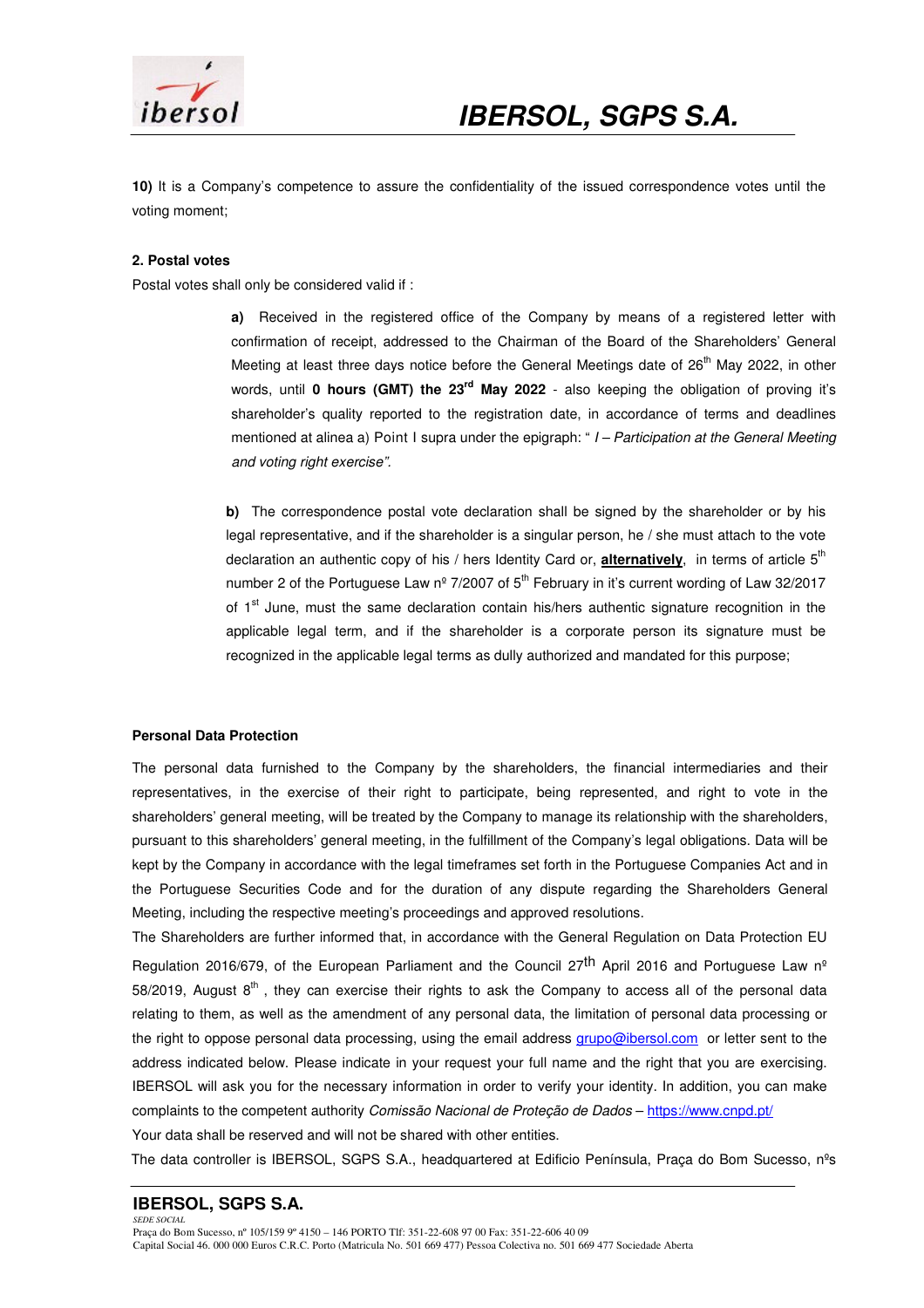**10)** It is a Company's competence to assure the confidentiality of the issued correspondence votes until the voting moment;

**2. Postal votes**

Postal votes shall only be considered valid if :

> **a)** Received in the registered office of the Company by means of a registered letter with confirmation of receipt, addressed to the Chairman of the Board of the Shareholders' General Meeting at least three days notice before the General Meetings date of 26th May 2022, in other words, until **0 hours (GMT) the 23rd May 2022** - also keeping the obligation of proving it's shareholder's quality reported to the registration date, in accordance of terms and deadlines mentioned at alinea a) Point I supra under the epigraph: " *I – Participation at the General Meeting and voting right exercise".*
>
> **b)** The correspondence postal vote declaration shall be signed by the shareholder or by his legal representative, and if the shareholder is a singular person, he / she must attach to the vote declaration an authentic copy of his / hers Identity Card or, **alternatively**, in terms of article 5th number 2 of the Portuguese Law nº 7/2007 of 5th February in it's current wording of Law 32/2017 of 1st June, must the same declaration contain his/hers authentic signature recognition in the applicable legal term, and if the shareholder is a corporate person its signature must be recognized in the applicable legal terms as dully authorized and mandated for this purpose;

**Personal Data Protection**

The personal data furnished to the Company by the shareholders, the financial intermediaries and their representatives, in the exercise of their right to participate, being represented, and right to vote in the shareholders' general meeting, will be treated by the Company to manage its relationship with the shareholders, pursuant to this shareholders' general meeting, in the fulfillment of the Company's legal obligations. Data will be kept by the Company in accordance with the legal timeframes set forth in the Portuguese Companies Act and in the Portuguese Securities Code and for the duration of any dispute regarding the Shareholders General Meeting, including the respective meeting's proceedings and approved resolutions.

The Shareholders are further informed that, in accordance with the General Regulation on Data Protection EU Regulation 2016/679, of the European Parliament and the Council 27th April 2016 and Portuguese Law nº 58/2019, August 8th , they can exercise their rights to ask the Company to access all of the personal data relating to them, as well as the amendment of any personal data, the limitation of personal data processing or the right to oppose personal data processing, using the email address grupo@ibersol.com or letter sent to the address indicated below. Please indicate in your request your full name and the right that you are exercising. IBERSOL will ask you for the necessary information in order to verify your identity. In addition, you can make complaints to the competent authority *Comissão Nacional de Proteção de Dados* – https://www.cnpd.pt/

Your data shall be reserved and will not be shared with other entities.

The data controller is IBERSOL, SGPS S.A., headquartered at Edificio Península, Praça do Bom Sucesso, nºs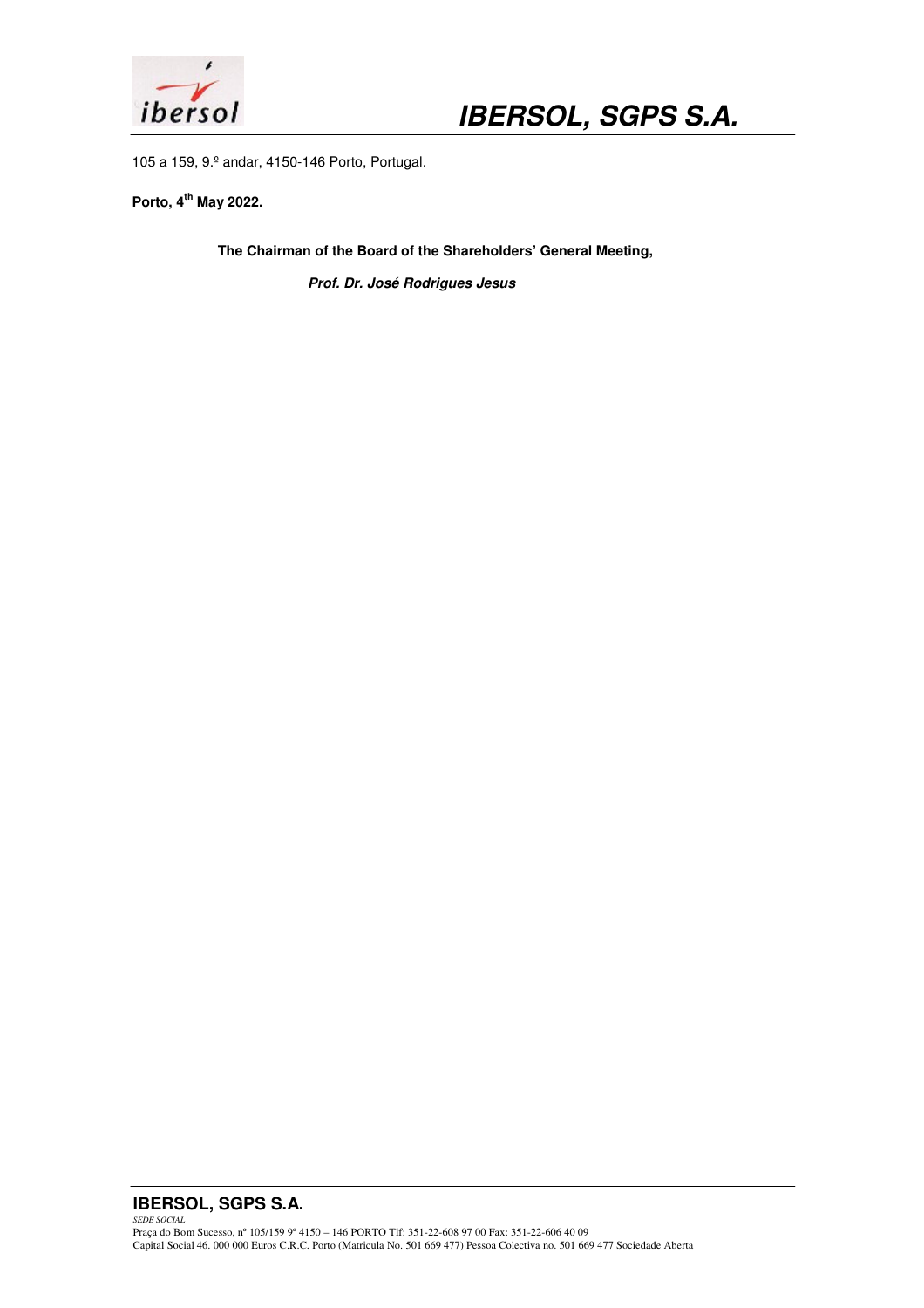105 a 159, 9.º andar, 4150-146 Porto, Portugal.

**Porto, 4th May 2022.**

**The Chairman of the Board of the Shareholders' General Meeting,**

***Prof. Dr. José Rodrigues Jesus***